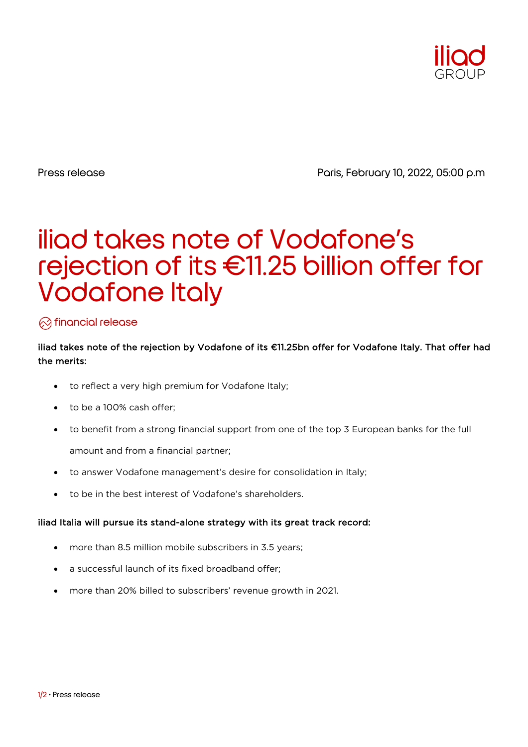Press release

Paris, February 10, 2022, 05:00 p.m

# iliad takes note of Vodafone's rejection of its €11.25 billion offer for Vodafone Italy

financial release

**iliad takes note of the rejection by Vodafone of its €11.25bn offer for Vodafone Italy. That offer had the merits:**

- to reflect a very high premium for Vodafone Italy;
- to be a 100% cash offer;
- to benefit from a strong financial support from one of the top 3 European banks for the full amount and from a financial partner;
- to answer Vodafone management's desire for consolidation in Italy;
- to be in the best interest of Vodafone's shareholders.

**iliad Italia will pursue its stand-alone strategy with its great track record:**

- more than 8.5 million mobile subscribers in 3.5 years;
- a successful launch of its fixed broadband offer;
- more than 20% billed to subscribers' revenue growth in 2021.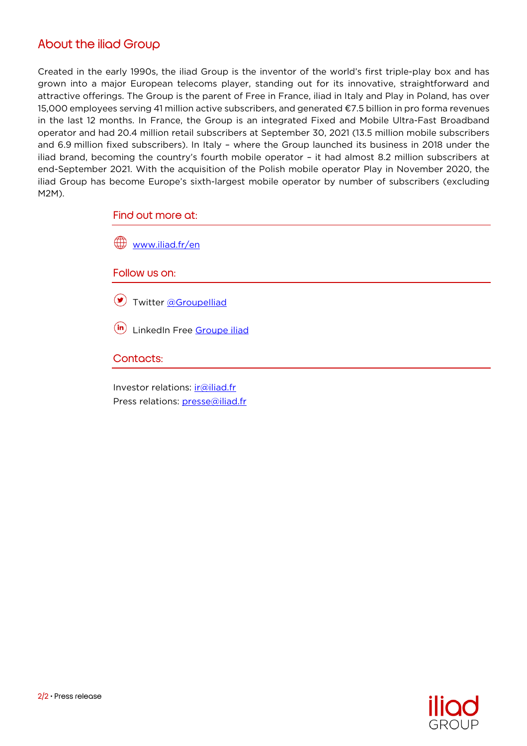## About the iliad Group

Created in the early 1990s, the iliad Group is the inventor of the world's first triple-play box and has grown into a major European telecoms player, standing out for its innovative, straightforward and attractive offerings. The Group is the parent of Free in France, iliad in Italy and Play in Poland, has over 15,000 employees serving 41 million active subscribers, and generated €7.5 billion in pro forma revenues in the last 12 months. In France, the Group is an integrated Fixed and Mobile Ultra-Fast Broadband operator and had 20.4 million retail subscribers at September 30, 2021 (13.5 million mobile subscribers and 6.9 million fixed subscribers). In Italy – where the Group launched its business in 2018 under the iliad brand, becoming the country's fourth mobile operator – it had almost 8.2 million subscribers at end-September 2021. With the acquisition of the Polish mobile operator Play in November 2020, the iliad Group has become Europe's sixth-largest mobile operator by number of subscribers (excluding M2M).

### Find out more at:

www.iliad.fr/en

### Follow us on:

Twitter @GroupeIliad

LinkedIn Free Groupe iliad

### Contacts:

Investor relations: ir@iliad.fr
Press relations: presse@iliad.fr